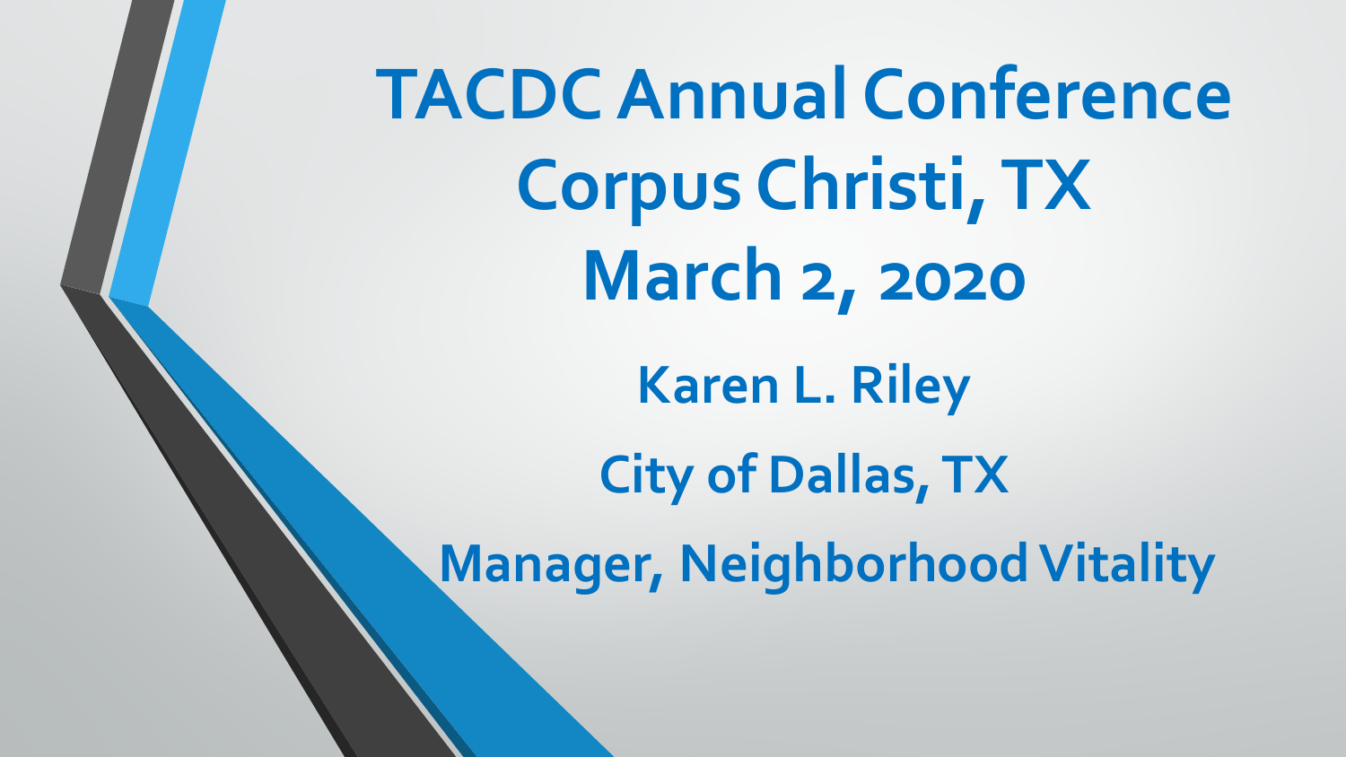# TACDC Annual Conference
# Corpus Christi, TX
# March 2, 2020

**Karen L. Riley**

**City of Dallas, TX**

**Manager, Neighborhood Vitality**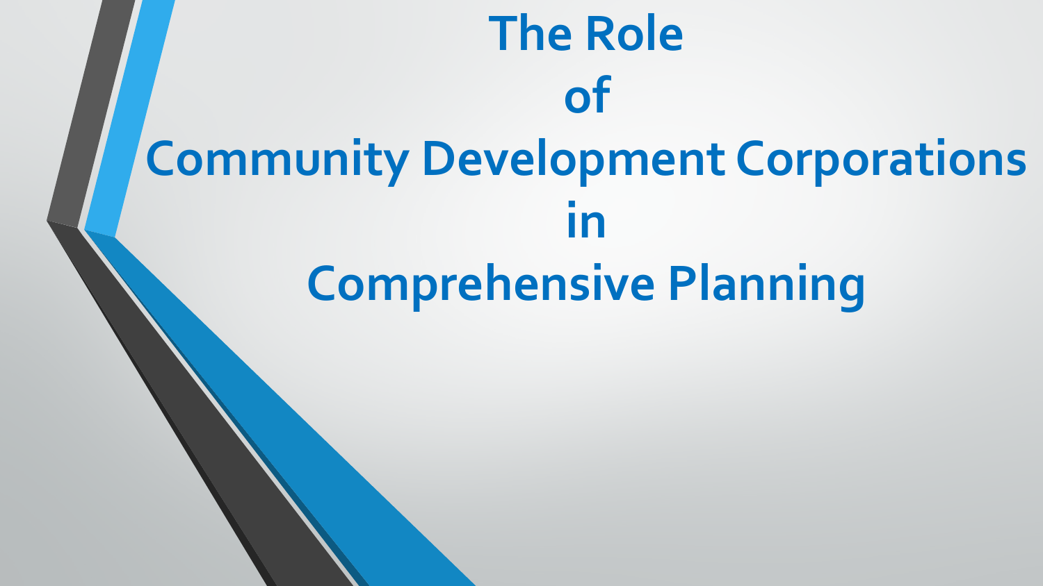# The Role of Community Development Corporations in Comprehensive Planning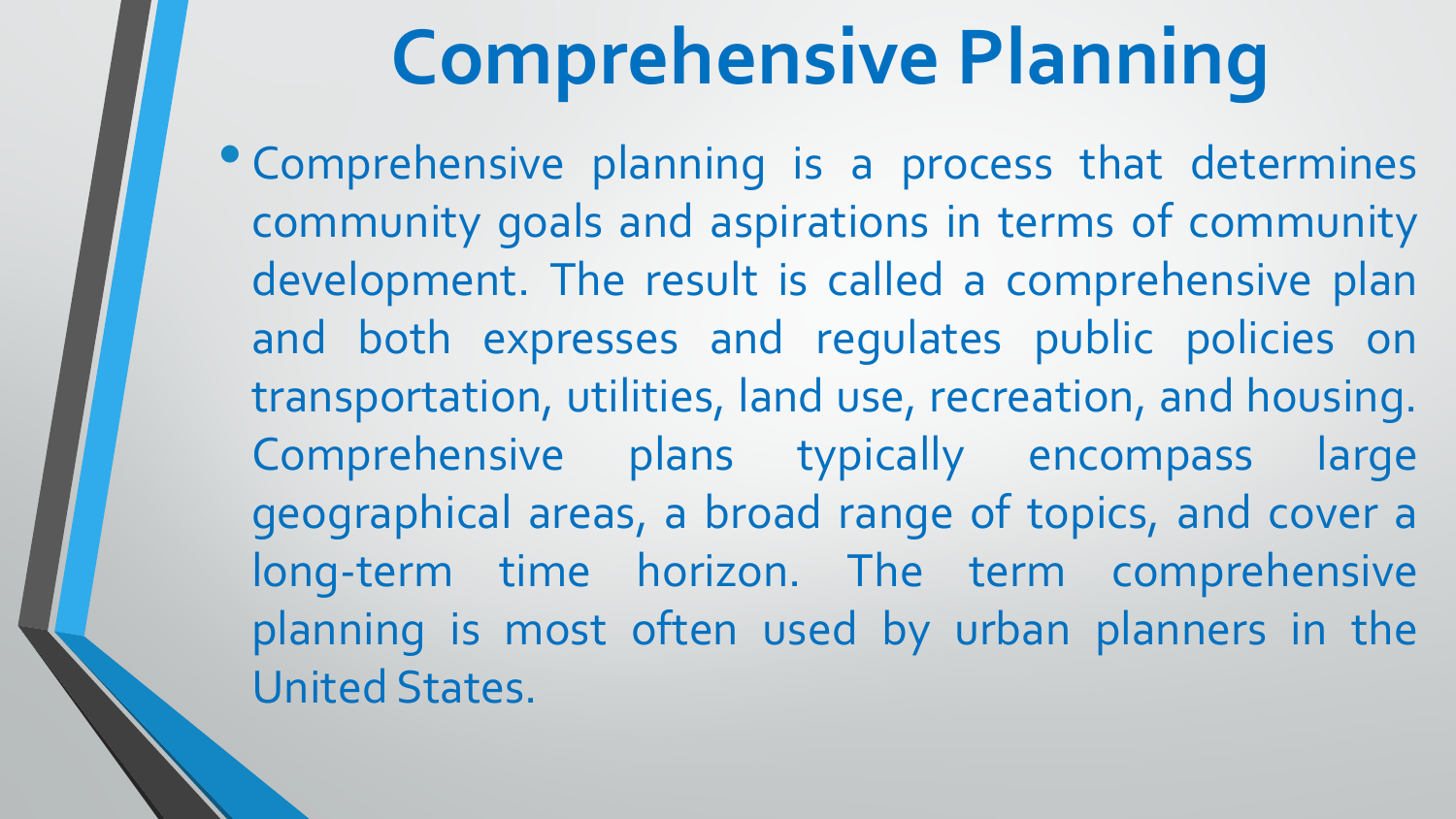# Comprehensive Planning

- Comprehensive planning is a process that determines community goals and aspirations in terms of community development. The result is called a comprehensive plan and both expresses and regulates public policies on transportation, utilities, land use, recreation, and housing. Comprehensive plans typically encompass large geographical areas, a broad range of topics, and cover a long-term time horizon. The term comprehensive planning is most often used by urban planners in the United States.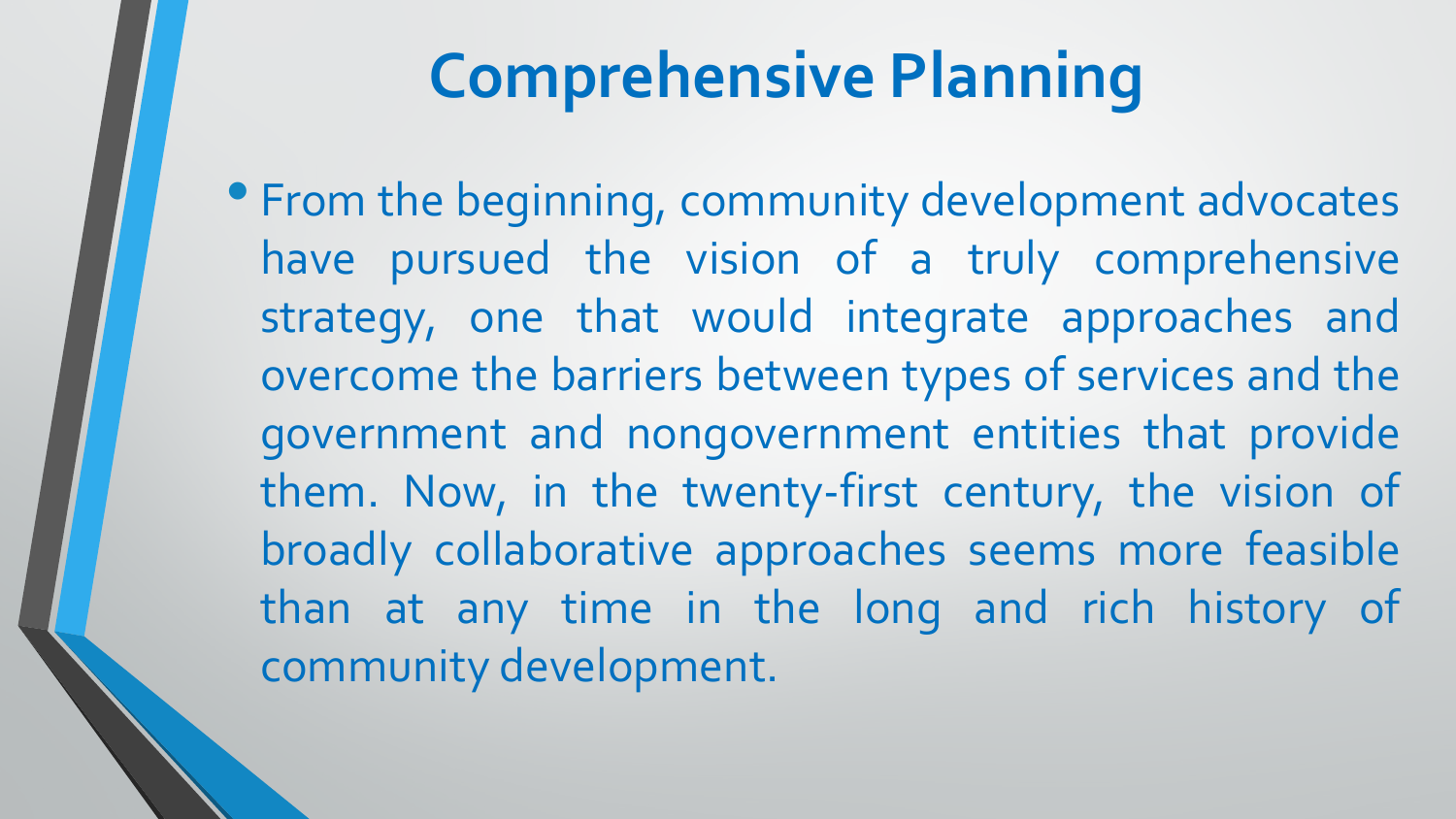# Comprehensive Planning

- From the beginning, community development advocates have pursued the vision of a truly comprehensive strategy, one that would integrate approaches and overcome the barriers between types of services and the government and nongovernment entities that provide them. Now, in the twenty-first century, the vision of broadly collaborative approaches seems more feasible than at any time in the long and rich history of community development.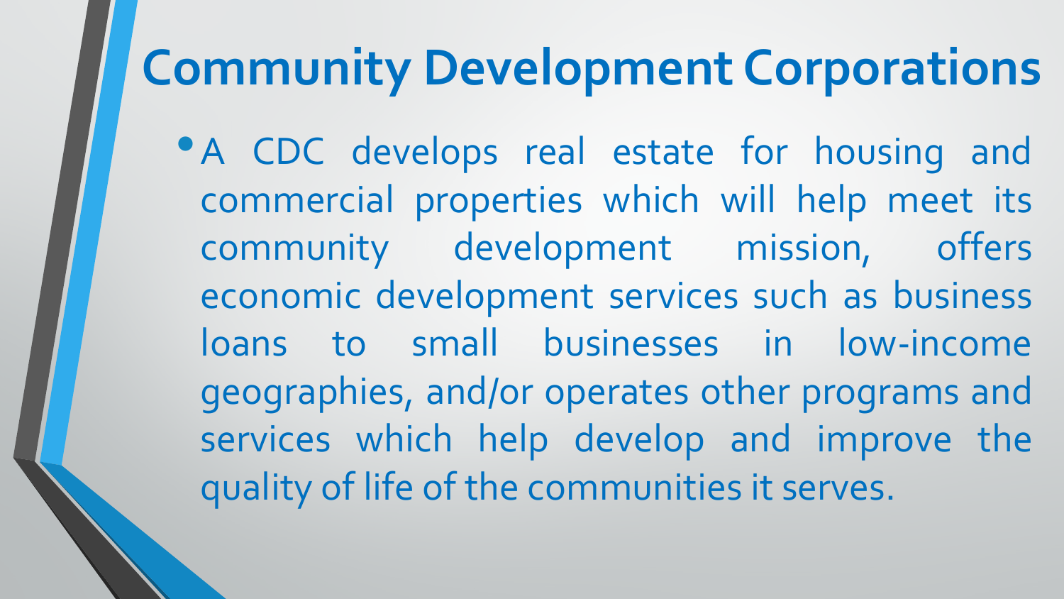# Community Development Corporations

- A CDC develops real estate for housing and commercial properties which will help meet its community development mission, offers economic development services such as business loans to small businesses in low-income geographies, and/or operates other programs and services which help develop and improve the quality of life of the communities it serves.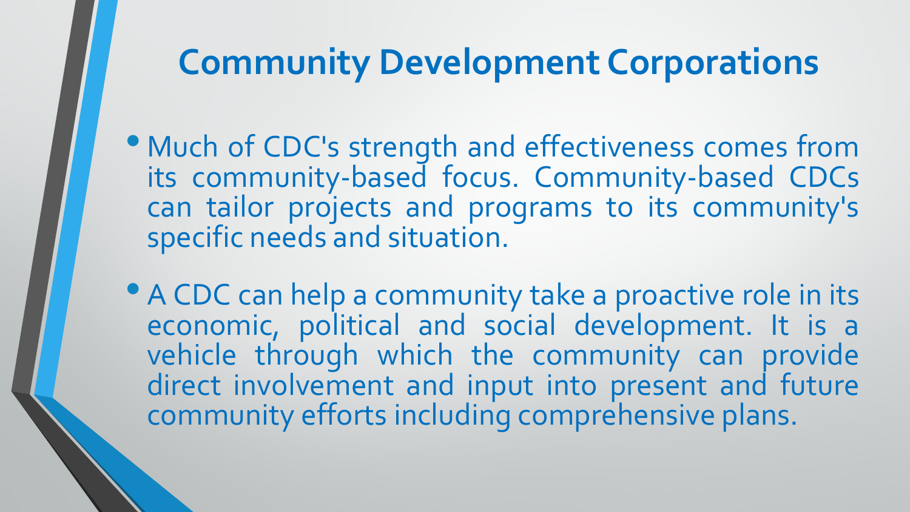# Community Development Corporations

- Much of CDC's strength and effectiveness comes from its community-based focus. Community-based CDCs can tailor projects and programs to its community's specific needs and situation.

- A CDC can help a community take a proactive role in its economic, political and social development. It is a vehicle through which the community can provide direct involvement and input into present and future community efforts including comprehensive plans.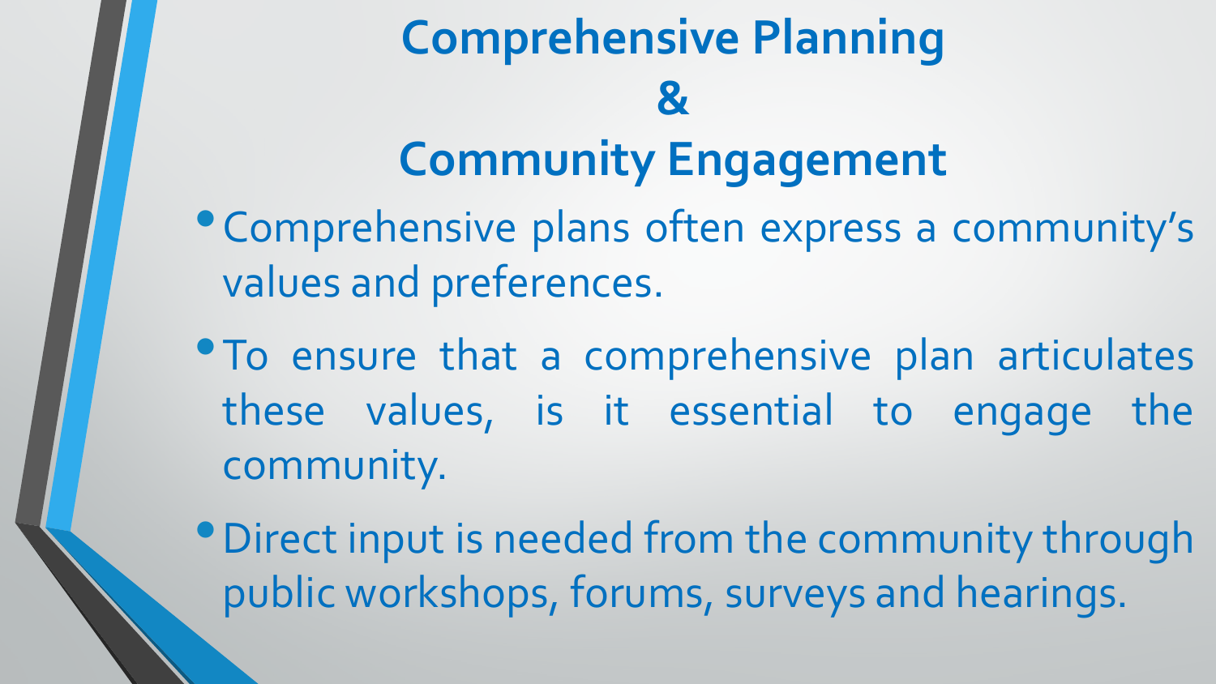# Comprehensive Planning & Community Engagement

- Comprehensive plans often express a community's values and preferences.
- To ensure that a comprehensive plan articulates these values, is it essential to engage the community.
- Direct input is needed from the community through public workshops, forums, surveys and hearings.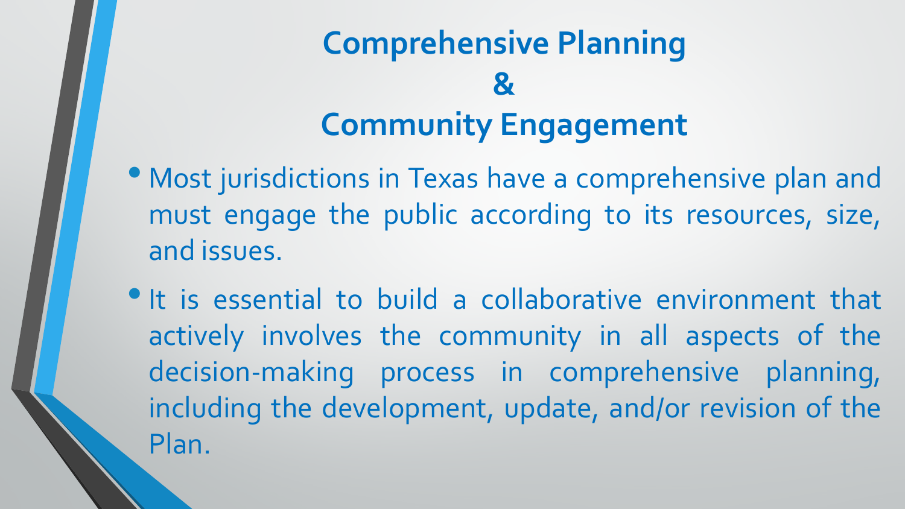# Comprehensive Planning & Community Engagement

- Most jurisdictions in Texas have a comprehensive plan and must engage the public according to its resources, size, and issues.
- It is essential to build a collaborative environment that actively involves the community in all aspects of the decision-making process in comprehensive planning, including the development, update, and/or revision of the Plan.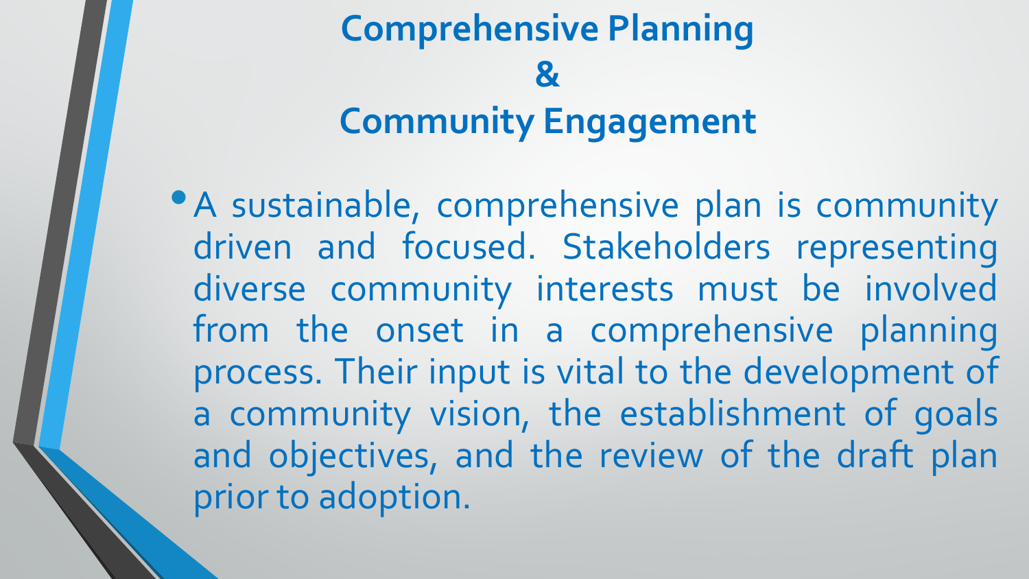# Comprehensive Planning & Community Engagement

- A sustainable, comprehensive plan is community driven and focused. Stakeholders representing diverse community interests must be involved from the onset in a comprehensive planning process. Their input is vital to the development of a community vision, the establishment of goals and objectives, and the review of the draft plan prior to adoption.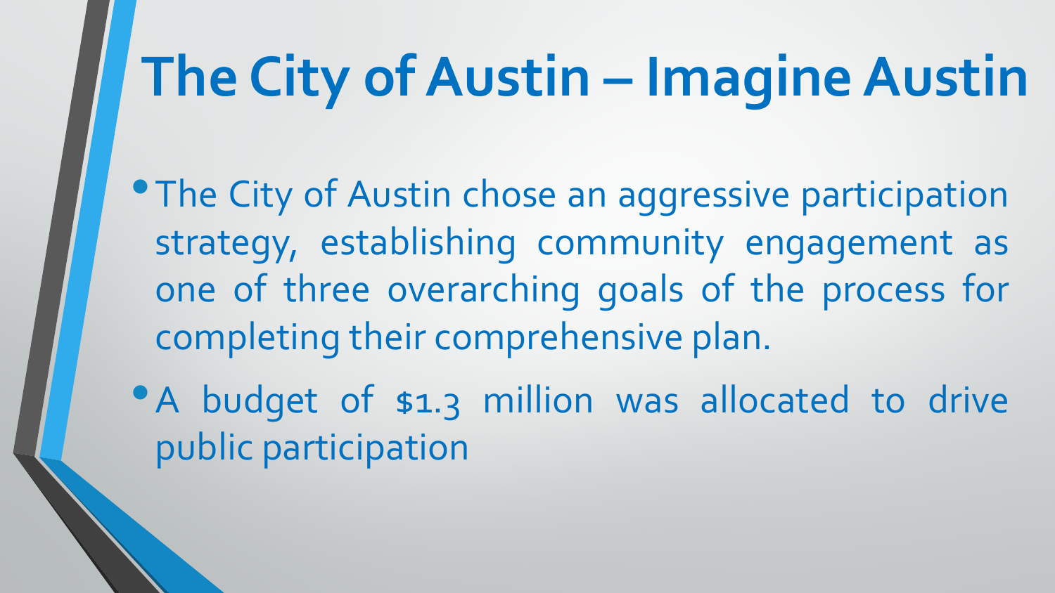# The City of Austin – Imagine Austin

- The City of Austin chose an aggressive participation strategy, establishing community engagement as one of three overarching goals of the process for completing their comprehensive plan.
- A budget of $1.3 million was allocated to drive public participation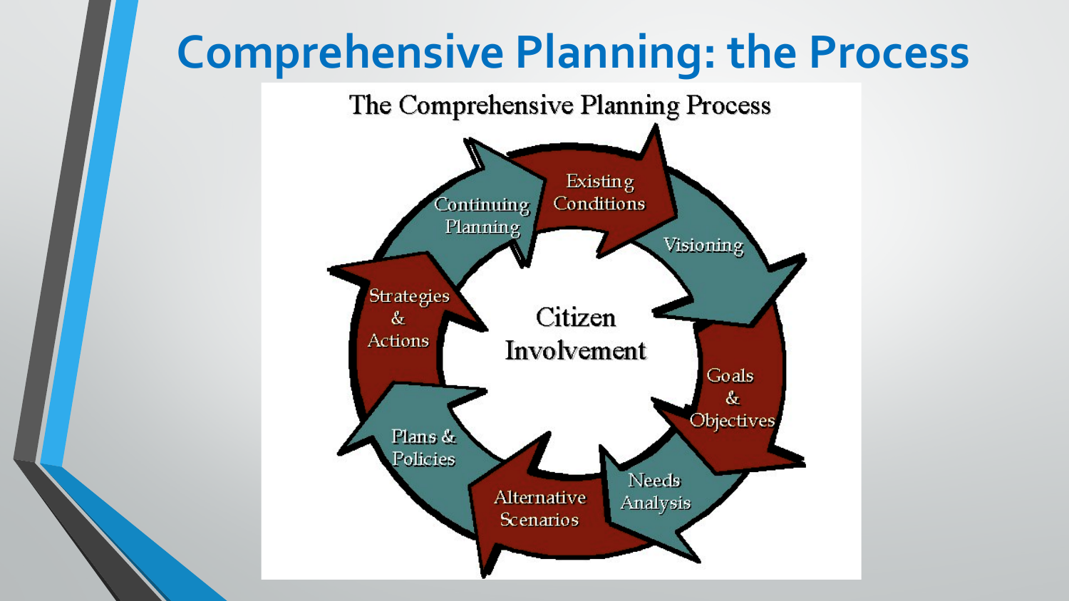# Comprehensive Planning: the Process

The Comprehensive Planning Process

Citizen Involvement

- Existing Conditions
- Visioning
- Goals & Objectives
- Needs Analysis
- Alternative Scenarios
- Plans & Policies
- Strategies & Actions
- Continuing Planning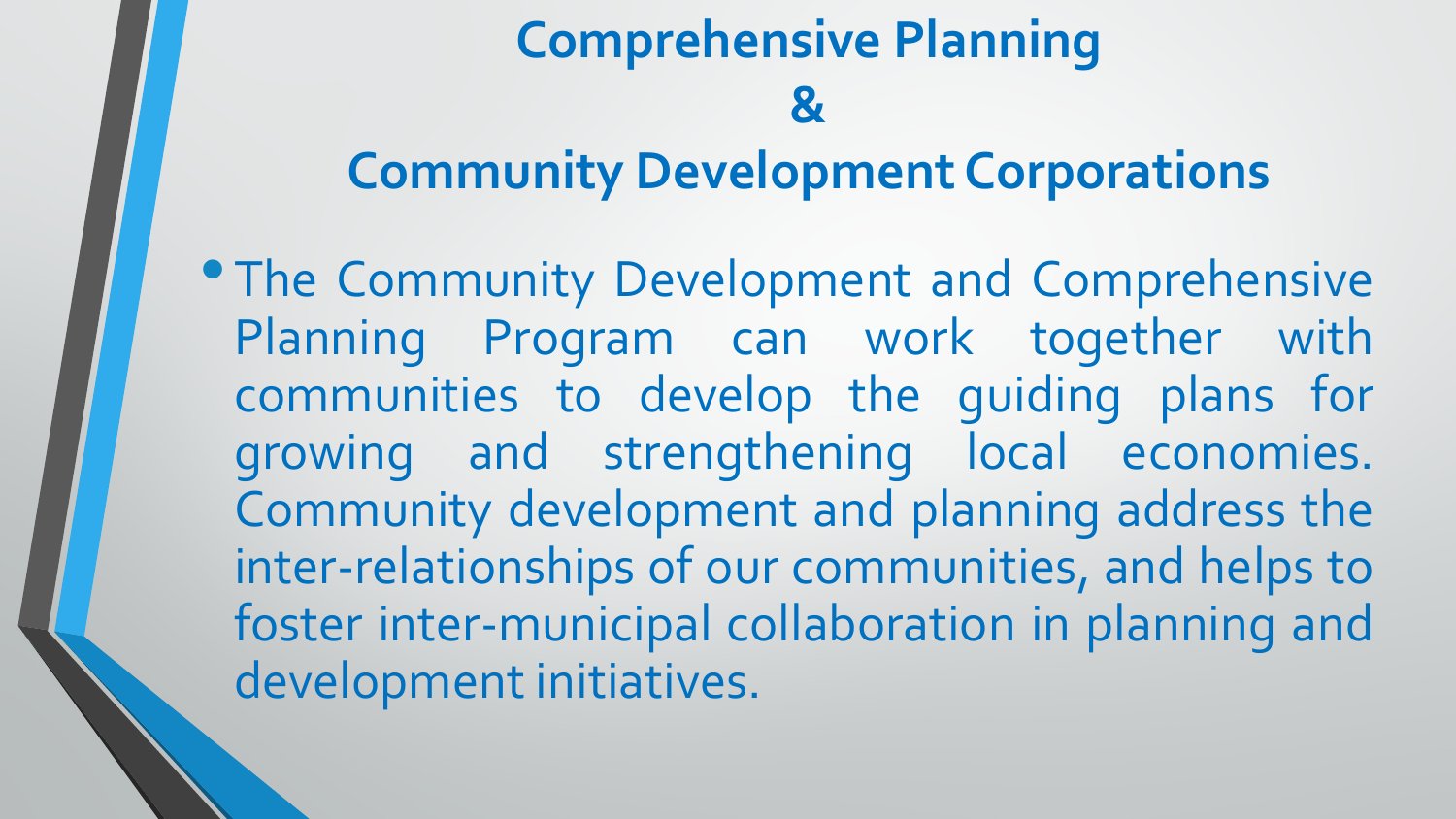# Comprehensive Planning & Community Development Corporations

- The Community Development and Comprehensive Planning Program can work together with communities to develop the guiding plans for growing and strengthening local economies. Community development and planning address the inter-relationships of our communities, and helps to foster inter-municipal collaboration in planning and development initiatives.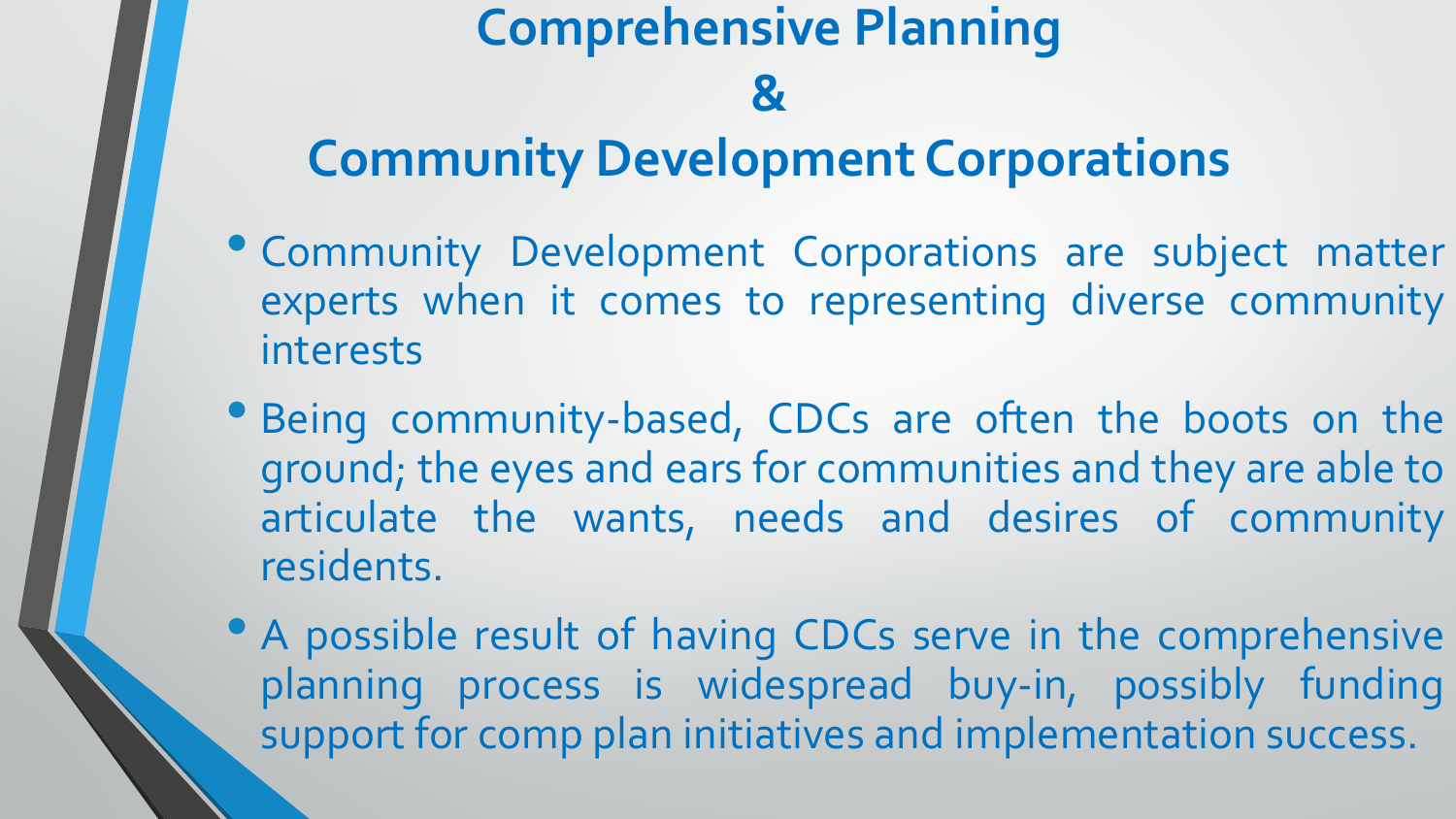# Comprehensive Planning
# &
# Community Development Corporations

- Community Development Corporations are subject matter experts when it comes to representing diverse community interests
- Being community-based, CDCs are often the boots on the ground; the eyes and ears for communities and they are able to articulate the wants, needs and desires of community residents.
- A possible result of having CDCs serve in the comprehensive planning process is widespread buy-in, possibly funding support for comp plan initiatives and implementation success.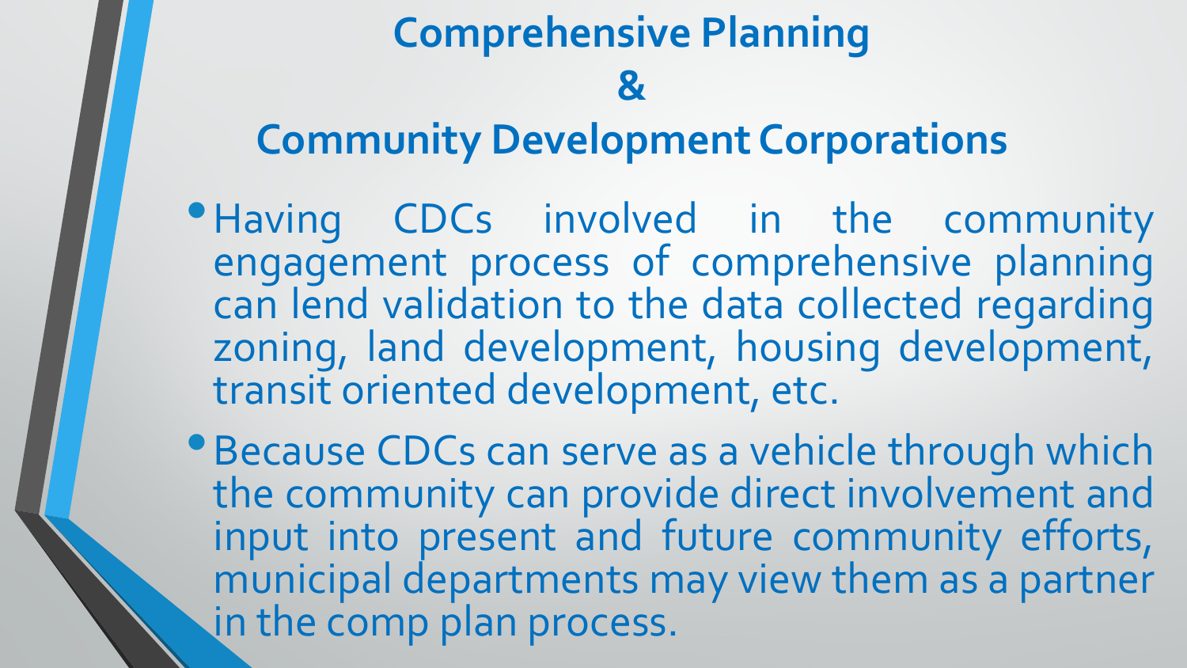# Comprehensive Planning
# &
# Community Development Corporations

- Having CDCs involved in the community engagement process of comprehensive planning can lend validation to the data collected regarding zoning, land development, housing development, transit oriented development, etc.
- Because CDCs can serve as a vehicle through which the community can provide direct involvement and input into present and future community efforts, municipal departments may view them as a partner in the comp plan process.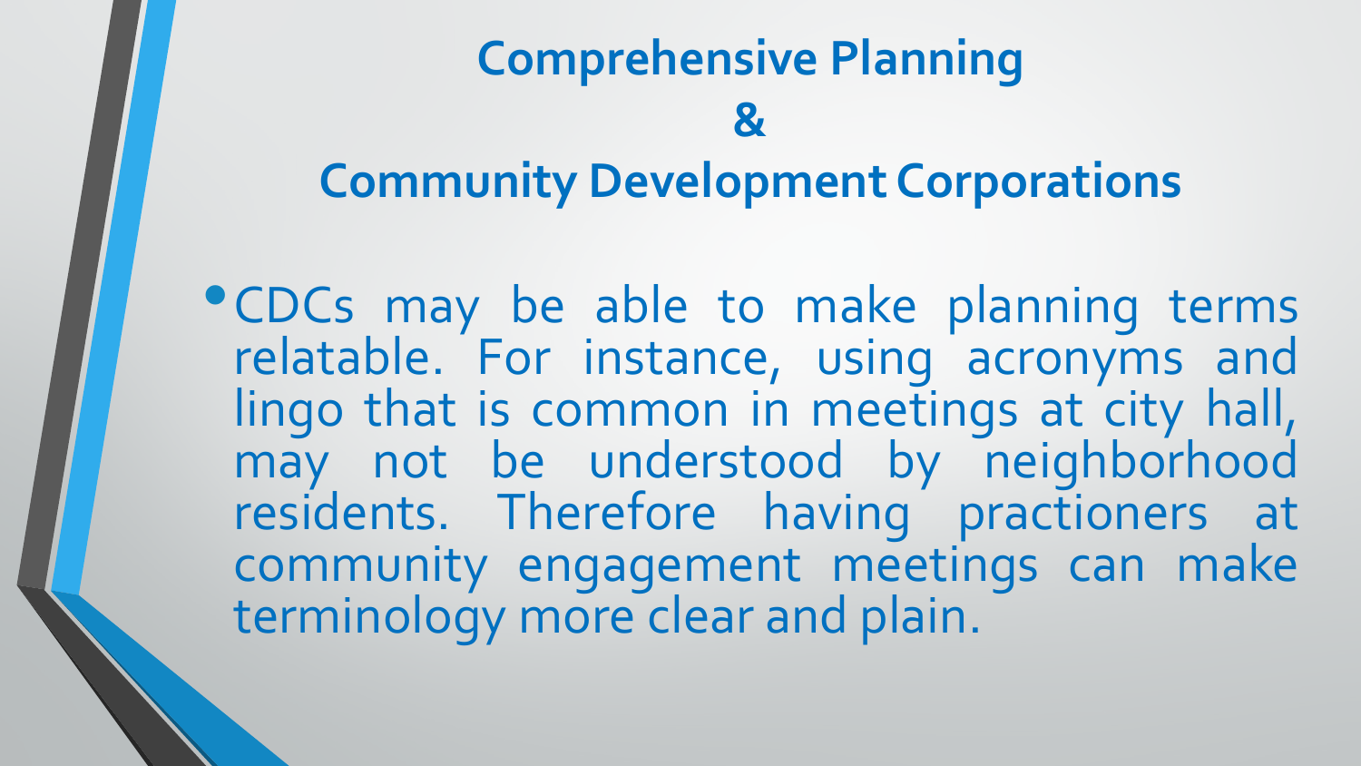# Comprehensive Planning & Community Development Corporations

- CDCs may be able to make planning terms relatable. For instance, using acronyms and lingo that is common in meetings at city hall, may not be understood by neighborhood residents. Therefore having practioners at community engagement meetings can make terminology more clear and plain.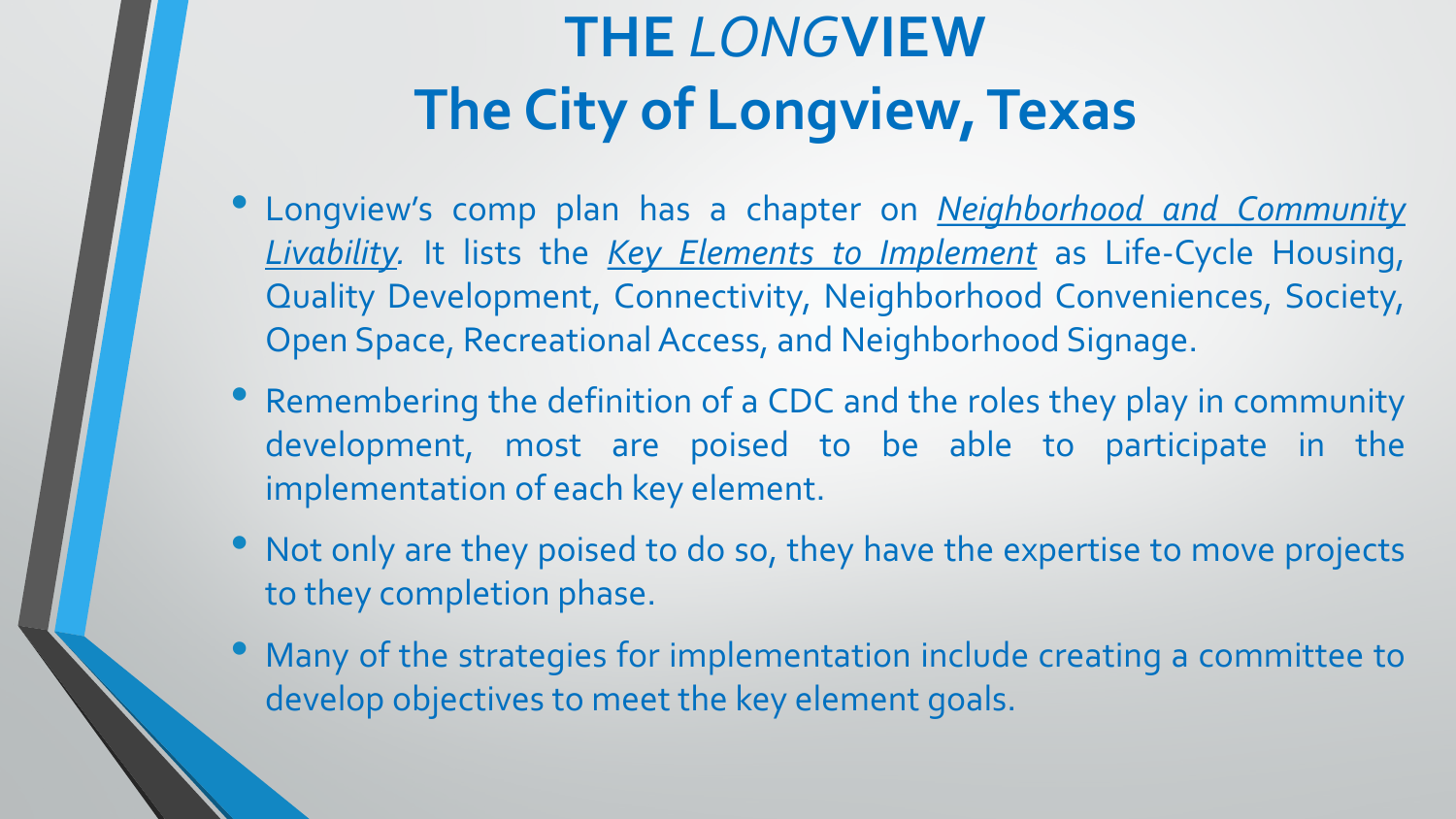# THE *LONG*VIEW
# The City of Longview, Texas

- Longview's comp plan has a chapter on ***Neighborhood and Community Livability***. It lists the ***Key Elements to Implement*** as Life-Cycle Housing, Quality Development, Connectivity, Neighborhood Conveniences, Society, Open Space, Recreational Access, and Neighborhood Signage.
- Remembering the definition of a CDC and the roles they play in community development, most are poised to be able to participate in the implementation of each key element.
- Not only are they poised to do so, they have the expertise to move projects to they completion phase.
- Many of the strategies for implementation include creating a committee to develop objectives to meet the key element goals.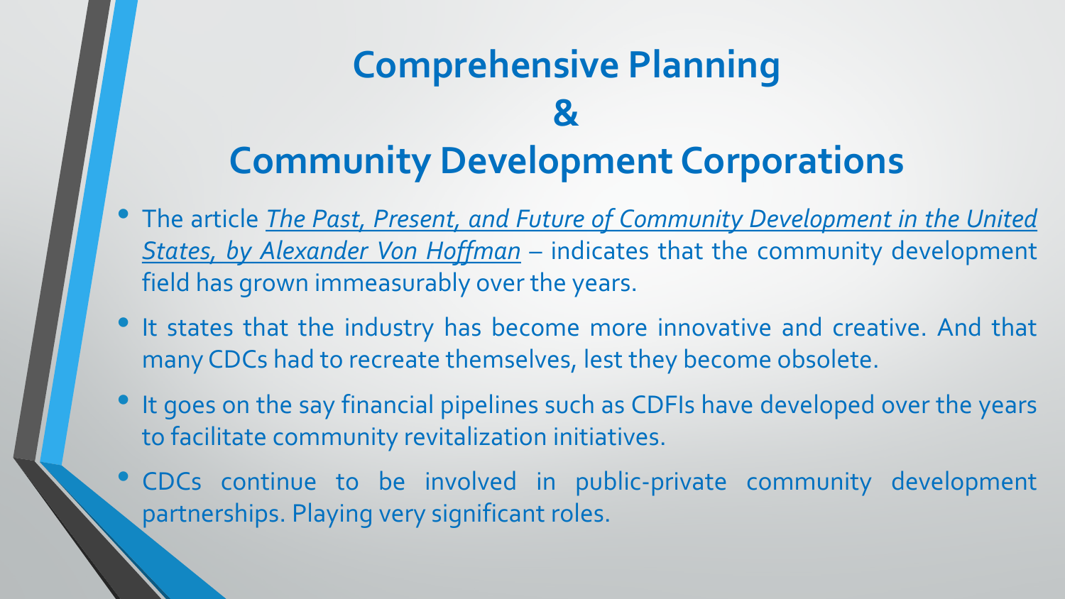# Comprehensive Planning & Community Development Corporations

- The article ***The Past, Present, and Future of Community Development in the United States, by Alexander Von Hoffman*** – indicates that the community development field has grown immeasurably over the years.
- It states that the industry has become more innovative and creative. And that many CDCs had to recreate themselves, lest they become obsolete.
- It goes on the say financial pipelines such as CDFIs have developed over the years to facilitate community revitalization initiatives.
- CDCs continue to be involved in public-private community development partnerships. Playing very significant roles.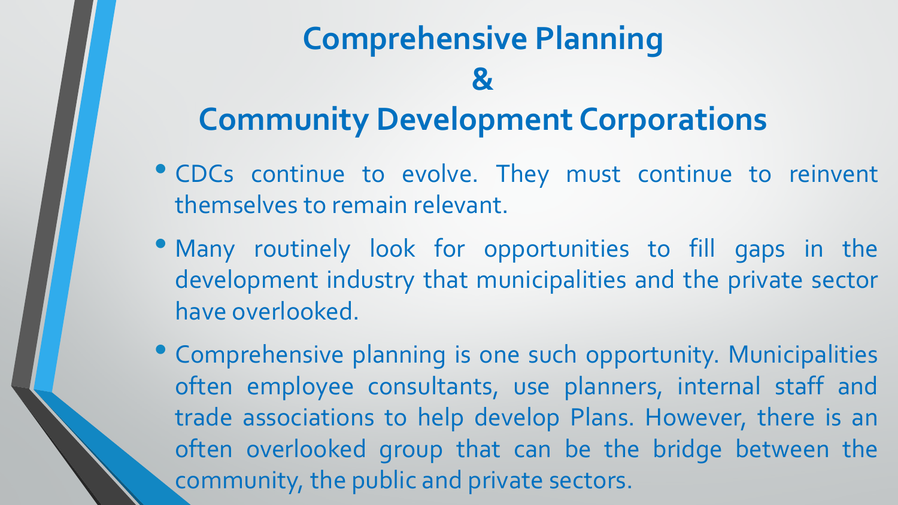# Comprehensive Planning & Community Development Corporations

- CDCs continue to evolve. They must continue to reinvent themselves to remain relevant.
- Many routinely look for opportunities to fill gaps in the development industry that municipalities and the private sector have overlooked.
- Comprehensive planning is one such opportunity. Municipalities often employee consultants, use planners, internal staff and trade associations to help develop Plans. However, there is an often overlooked group that can be the bridge between the community, the public and private sectors.